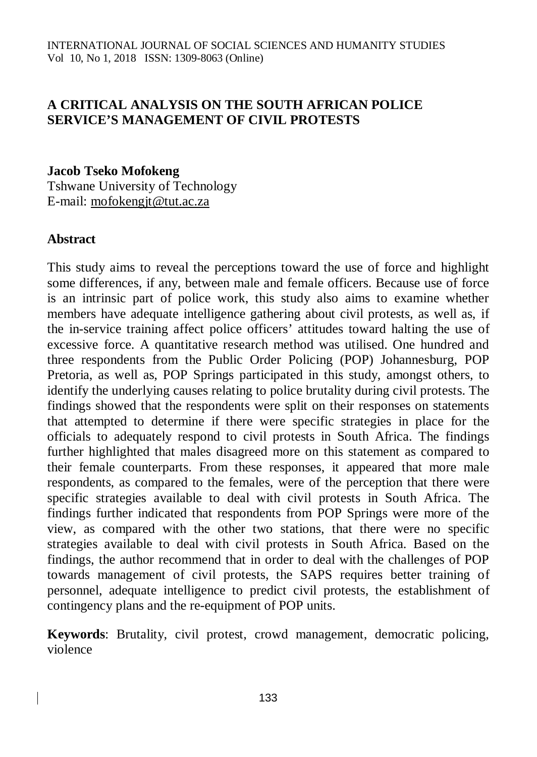# A CRITICAL ANALYSIS ON THE SOUTH AFRICAN POLICE SERVICE'S MANAGEMENT OF CIVIL PROTESTS

**Jacob Tseko Mofokeng**
Tshwane University of Technology
E-mail: mofokengjt@tut.ac.za

## Abstract

This study aims to reveal the perceptions toward the use of force and highlight some differences, if any, between male and female officers. Because use of force is an intrinsic part of police work, this study also aims to examine whether members have adequate intelligence gathering about civil protests, as well as, if the in-service training affect police officers' attitudes toward halting the use of excessive force. A quantitative research method was utilised. One hundred and three respondents from the Public Order Policing (POP) Johannesburg, POP Pretoria, as well as, POP Springs participated in this study, amongst others, to identify the underlying causes relating to police brutality during civil protests. The findings showed that the respondents were split on their responses on statements that attempted to determine if there were specific strategies in place for the officials to adequately respond to civil protests in South Africa. The findings further highlighted that males disagreed more on this statement as compared to their female counterparts. From these responses, it appeared that more male respondents, as compared to the females, were of the perception that there were specific strategies available to deal with civil protests in South Africa. The findings further indicated that respondents from POP Springs were more of the view, as compared with the other two stations, that there were no specific strategies available to deal with civil protests in South Africa. Based on the findings, the author recommend that in order to deal with the challenges of POP towards management of civil protests, the SAPS requires better training of personnel, adequate intelligence to predict civil protests, the establishment of contingency plans and the re-equipment of POP units.

**Keywords**: Brutality, civil protest, crowd management, democratic policing, violence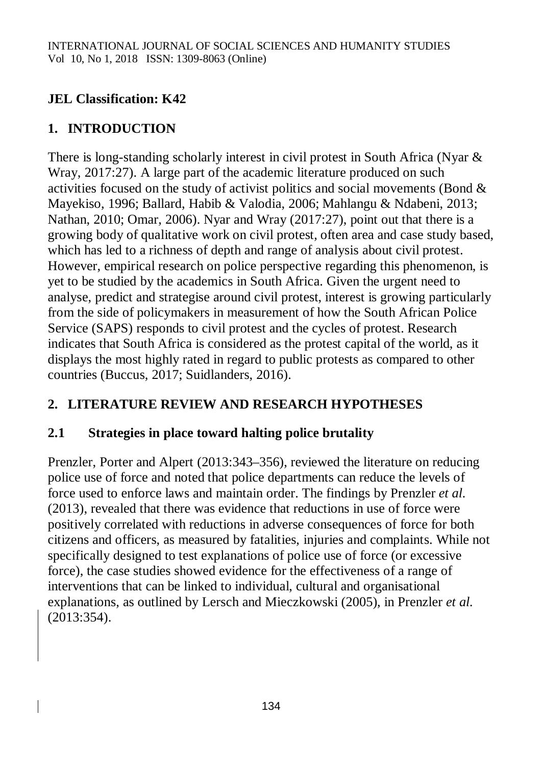**JEL Classification: K42**

## 1. INTRODUCTION

There is long-standing scholarly interest in civil protest in South Africa (Nyar & Wray, 2017:27). A large part of the academic literature produced on such activities focused on the study of activist politics and social movements (Bond & Mayekiso, 1996; Ballard, Habib & Valodia, 2006; Mahlangu & Ndabeni, 2013; Nathan, 2010; Omar, 2006). Nyar and Wray (2017:27), point out that there is a growing body of qualitative work on civil protest, often area and case study based, which has led to a richness of depth and range of analysis about civil protest. However, empirical research on police perspective regarding this phenomenon, is yet to be studied by the academics in South Africa. Given the urgent need to analyse, predict and strategise around civil protest, interest is growing particularly from the side of policymakers in measurement of how the South African Police Service (SAPS) responds to civil protest and the cycles of protest. Research indicates that South Africa is considered as the protest capital of the world, as it displays the most highly rated in regard to public protests as compared to other countries (Buccus, 2017; Suidlanders, 2016).

## 2. LITERATURE REVIEW AND RESEARCH HYPOTHESES

### 2.1 Strategies in place toward halting police brutality

Prenzler, Porter and Alpert (2013:343–356), reviewed the literature on reducing police use of force and noted that police departments can reduce the levels of force used to enforce laws and maintain order. The findings by Prenzler *et al.* (2013), revealed that there was evidence that reductions in use of force were positively correlated with reductions in adverse consequences of force for both citizens and officers, as measured by fatalities, injuries and complaints. While not specifically designed to test explanations of police use of force (or excessive force), the case studies showed evidence for the effectiveness of a range of interventions that can be linked to individual, cultural and organisational explanations, as outlined by Lersch and Mieczkowski (2005), in Prenzler *et al.* (2013:354).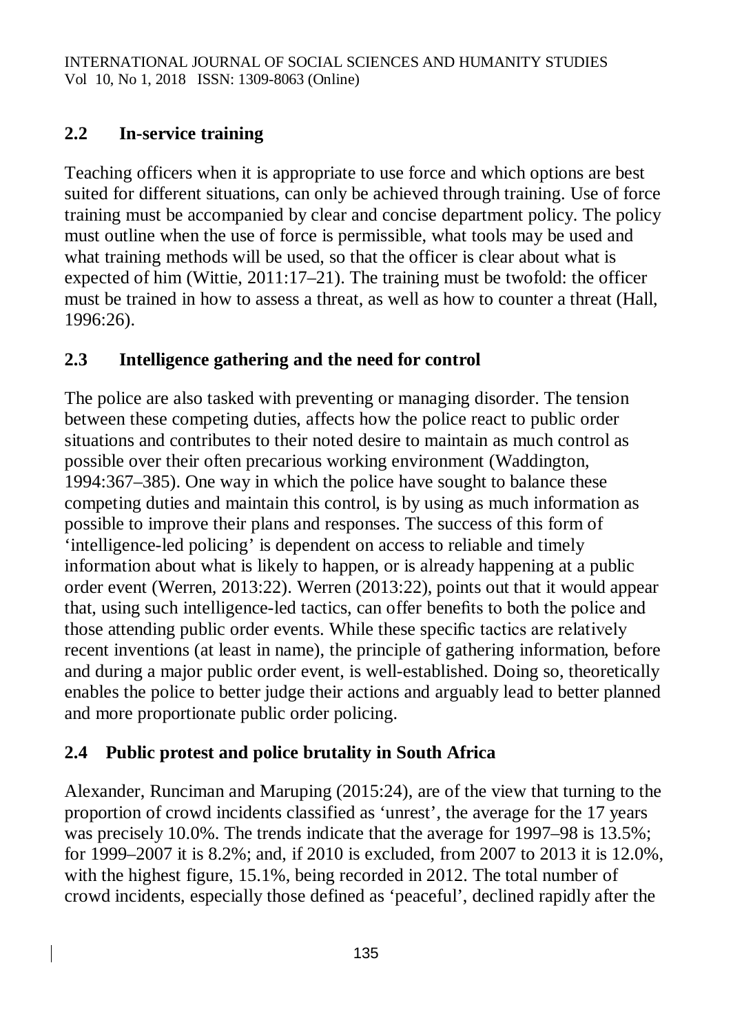## 2.2 In-service training

Teaching officers when it is appropriate to use force and which options are best suited for different situations, can only be achieved through training. Use of force training must be accompanied by clear and concise department policy. The policy must outline when the use of force is permissible, what tools may be used and what training methods will be used, so that the officer is clear about what is expected of him (Wittie, 2011:17–21). The training must be twofold: the officer must be trained in how to assess a threat, as well as how to counter a threat (Hall, 1996:26).

## 2.3 Intelligence gathering and the need for control

The police are also tasked with preventing or managing disorder. The tension between these competing duties, affects how the police react to public order situations and contributes to their noted desire to maintain as much control as possible over their often precarious working environment (Waddington, 1994:367–385). One way in which the police have sought to balance these competing duties and maintain this control, is by using as much information as possible to improve their plans and responses. The success of this form of 'intelligence-led policing' is dependent on access to reliable and timely information about what is likely to happen, or is already happening at a public order event (Werren, 2013:22). Werren (2013:22), points out that it would appear that, using such intelligence-led tactics, can offer benefits to both the police and those attending public order events. While these specific tactics are relatively recent inventions (at least in name), the principle of gathering information, before and during a major public order event, is well-established. Doing so, theoretically enables the police to better judge their actions and arguably lead to better planned and more proportionate public order policing.

## 2.4 Public protest and police brutality in South Africa

Alexander, Runciman and Maruping (2015:24), are of the view that turning to the proportion of crowd incidents classified as 'unrest', the average for the 17 years was precisely 10.0%. The trends indicate that the average for 1997–98 is 13.5%; for 1999–2007 it is 8.2%; and, if 2010 is excluded, from 2007 to 2013 it is 12.0%, with the highest figure, 15.1%, being recorded in 2012. The total number of crowd incidents, especially those defined as 'peaceful', declined rapidly after the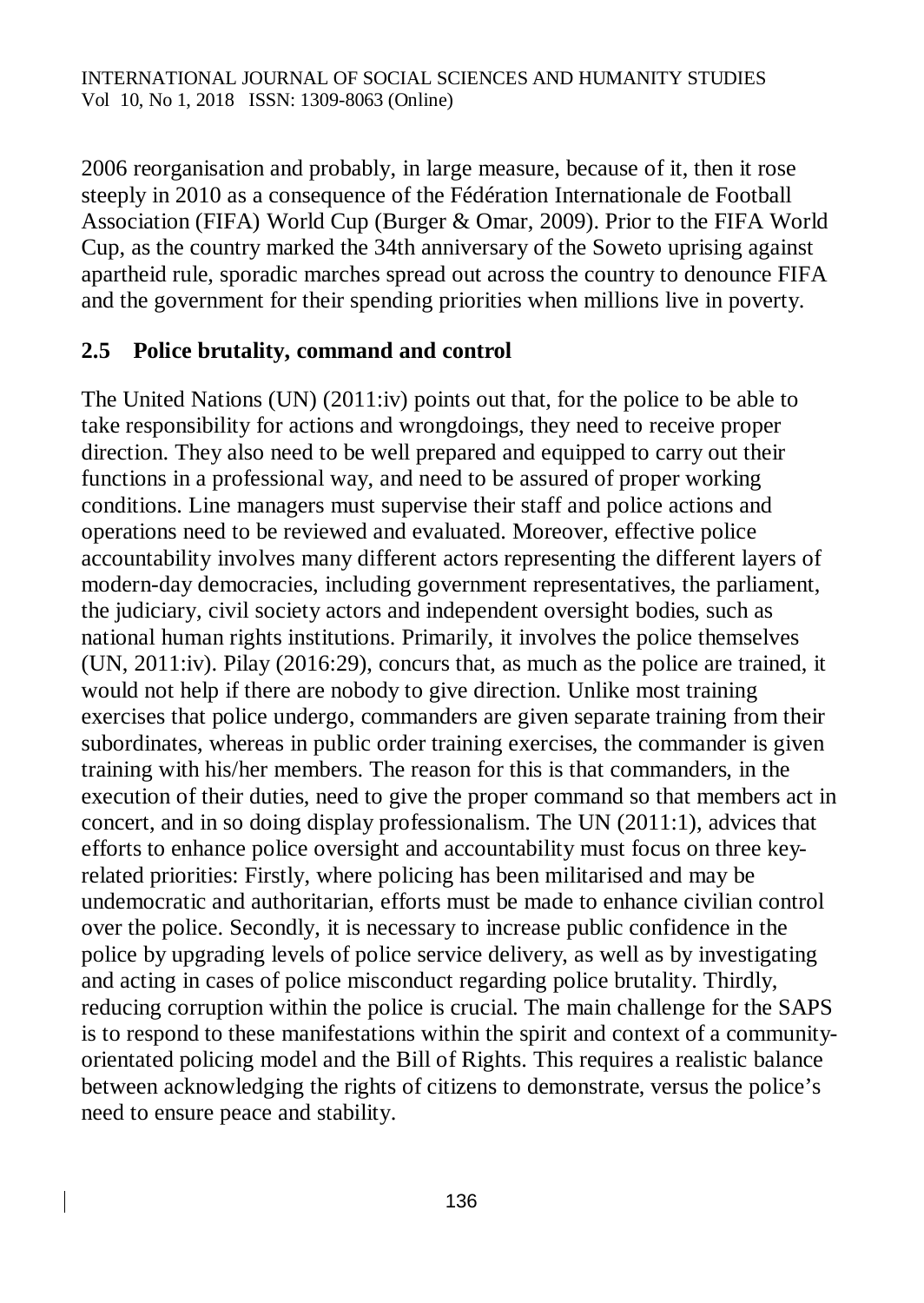2006 reorganisation and probably, in large measure, because of it, then it rose steeply in 2010 as a consequence of the Fédération Internationale de Football Association (FIFA) World Cup (Burger & Omar, 2009). Prior to the FIFA World Cup, as the country marked the 34th anniversary of the Soweto uprising against apartheid rule, sporadic marches spread out across the country to denounce FIFA and the government for their spending priorities when millions live in poverty.

## 2.5 Police brutality, command and control

The United Nations (UN) (2011:iv) points out that, for the police to be able to take responsibility for actions and wrongdoings, they need to receive proper direction. They also need to be well prepared and equipped to carry out their functions in a professional way, and need to be assured of proper working conditions. Line managers must supervise their staff and police actions and operations need to be reviewed and evaluated. Moreover, effective police accountability involves many different actors representing the different layers of modern-day democracies, including government representatives, the parliament, the judiciary, civil society actors and independent oversight bodies, such as national human rights institutions. Primarily, it involves the police themselves (UN, 2011:iv). Pilay (2016:29), concurs that, as much as the police are trained, it would not help if there are nobody to give direction. Unlike most training exercises that police undergo, commanders are given separate training from their subordinates, whereas in public order training exercises, the commander is given training with his/her members. The reason for this is that commanders, in the execution of their duties, need to give the proper command so that members act in concert, and in so doing display professionalism. The UN (2011:1), advices that efforts to enhance police oversight and accountability must focus on three key-related priorities: Firstly, where policing has been militarised and may be undemocratic and authoritarian, efforts must be made to enhance civilian control over the police. Secondly, it is necessary to increase public confidence in the police by upgrading levels of police service delivery, as well as by investigating and acting in cases of police misconduct regarding police brutality. Thirdly, reducing corruption within the police is crucial. The main challenge for the SAPS is to respond to these manifestations within the spirit and context of a community-orientated policing model and the Bill of Rights. This requires a realistic balance between acknowledging the rights of citizens to demonstrate, versus the police's need to ensure peace and stability.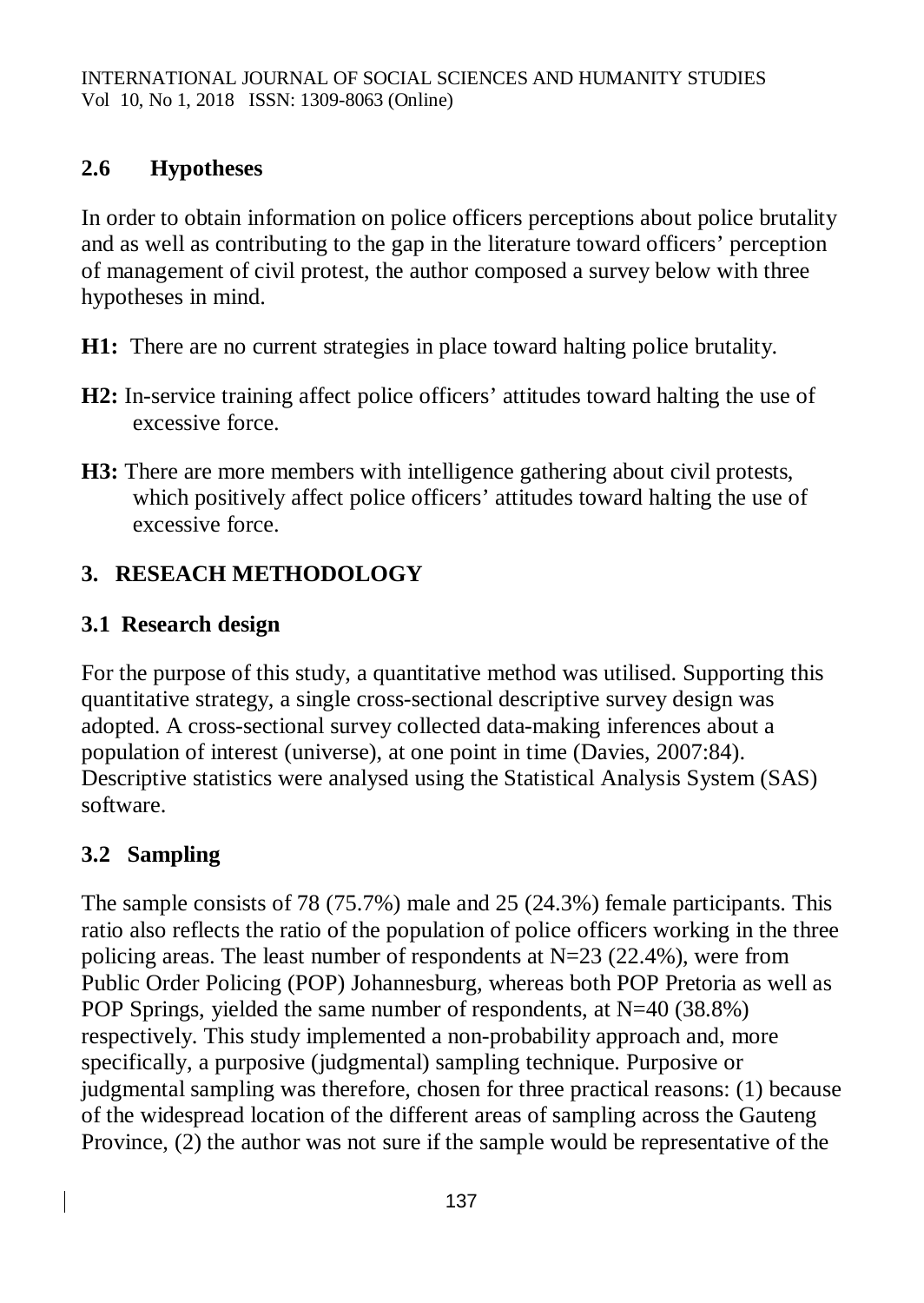## 2.6 Hypotheses

In order to obtain information on police officers perceptions about police brutality and as well as contributing to the gap in the literature toward officers' perception of management of civil protest, the author composed a survey below with three hypotheses in mind.

**H1:** There are no current strategies in place toward halting police brutality.

**H2:** In-service training affect police officers' attitudes toward halting the use of excessive force.

**H3:** There are more members with intelligence gathering about civil protests, which positively affect police officers' attitudes toward halting the use of excessive force.

# 3. RESEACH METHODOLOGY

## 3.1 Research design

For the purpose of this study, a quantitative method was utilised. Supporting this quantitative strategy, a single cross-sectional descriptive survey design was adopted. A cross-sectional survey collected data-making inferences about a population of interest (universe), at one point in time (Davies, 2007:84). Descriptive statistics were analysed using the Statistical Analysis System (SAS) software.

## 3.2 Sampling

The sample consists of 78 (75.7%) male and 25 (24.3%) female participants. This ratio also reflects the ratio of the population of police officers working in the three policing areas. The least number of respondents at N=23 (22.4%), were from Public Order Policing (POP) Johannesburg, whereas both POP Pretoria as well as POP Springs, yielded the same number of respondents, at N=40 (38.8%) respectively. This study implemented a non-probability approach and, more specifically, a purposive (judgmental) sampling technique. Purposive or judgmental sampling was therefore, chosen for three practical reasons: (1) because of the widespread location of the different areas of sampling across the Gauteng Province, (2) the author was not sure if the sample would be representative of the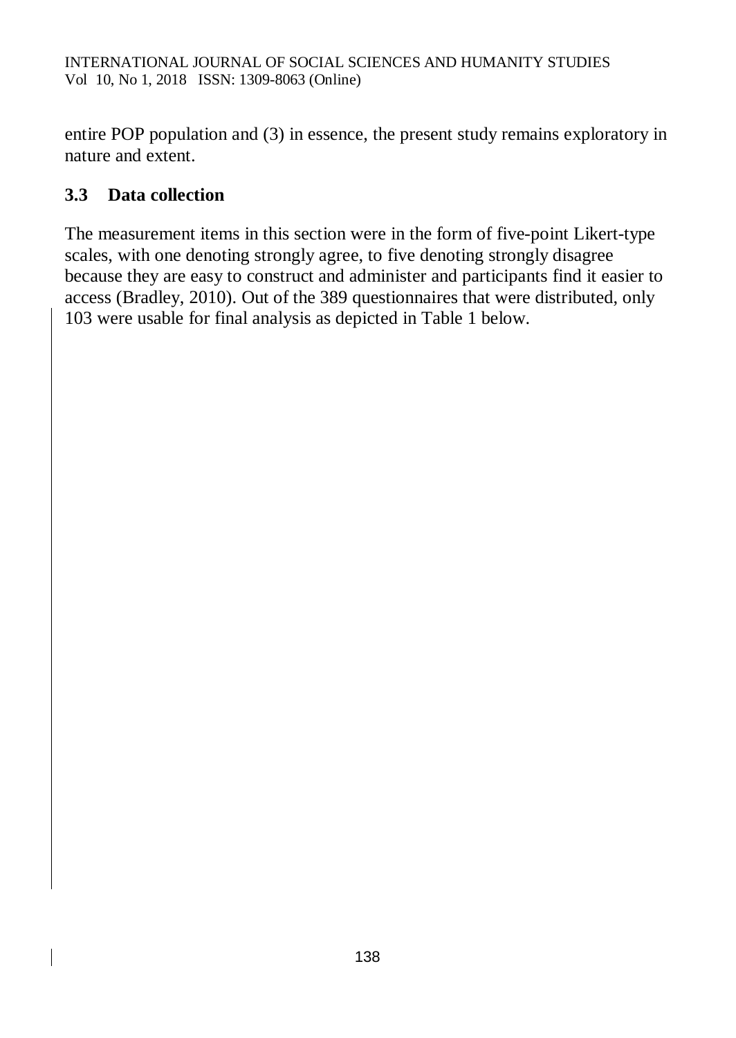entire POP population and (3) in essence, the present study remains exploratory in nature and extent.

### 3.3 Data collection

The measurement items in this section were in the form of five-point Likert-type scales, with one denoting strongly agree, to five denoting strongly disagree because they are easy to construct and administer and participants find it easier to access (Bradley, 2010). Out of the 389 questionnaires that were distributed, only 103 were usable for final analysis as depicted in Table 1 below.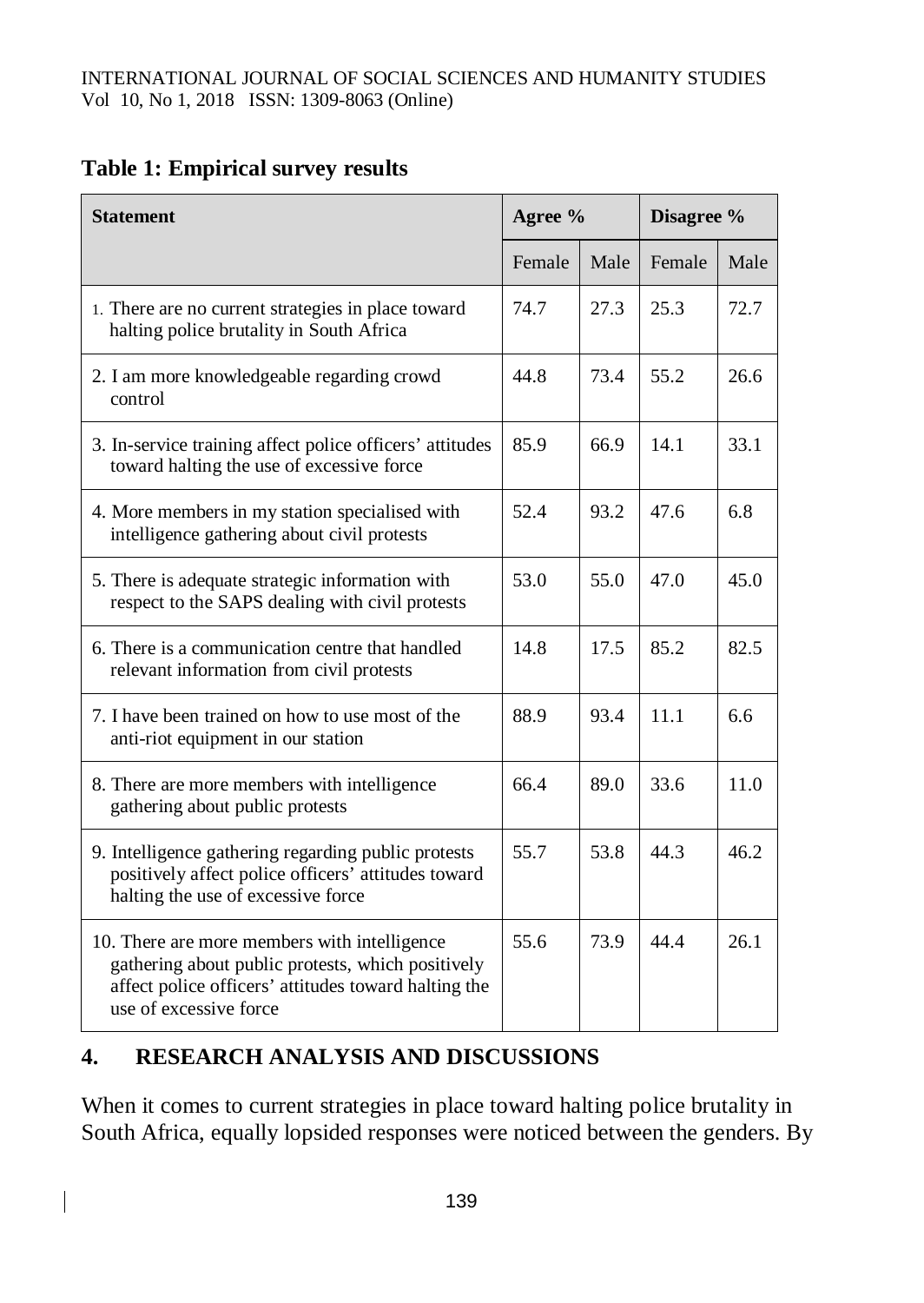**Table 1: Empirical survey results**

| Statement | Agree % | | Disagree % | |
|---|---|---|---|---|
| | Female | Male | Female | Male |
| 1. There are no current strategies in place toward halting police brutality in South Africa | 74.7 | 27.3 | 25.3 | 72.7 |
| 2. I am more knowledgeable regarding crowd control | 44.8 | 73.4 | 55.2 | 26.6 |
| 3. In-service training affect police officers' attitudes toward halting the use of excessive force | 85.9 | 66.9 | 14.1 | 33.1 |
| 4. More members in my station specialised with intelligence gathering about civil protests | 52.4 | 93.2 | 47.6 | 6.8 |
| 5. There is adequate strategic information with respect to the SAPS dealing with civil protests | 53.0 | 55.0 | 47.0 | 45.0 |
| 6. There is a communication centre that handled relevant information from civil protests | 14.8 | 17.5 | 85.2 | 82.5 |
| 7. I have been trained on how to use most of the anti-riot equipment in our station | 88.9 | 93.4 | 11.1 | 6.6 |
| 8. There are more members with intelligence gathering about public protests | 66.4 | 89.0 | 33.6 | 11.0 |
| 9. Intelligence gathering regarding public protests positively affect police officers' attitudes toward halting the use of excessive force | 55.7 | 53.8 | 44.3 | 46.2 |
| 10. There are more members with intelligence gathering about public protests, which positively affect police officers' attitudes toward halting the use of excessive force | 55.6 | 73.9 | 44.4 | 26.1 |

## 4. RESEARCH ANALYSIS AND DISCUSSIONS

When it comes to current strategies in place toward halting police brutality in South Africa, equally lopsided responses were noticed between the genders. By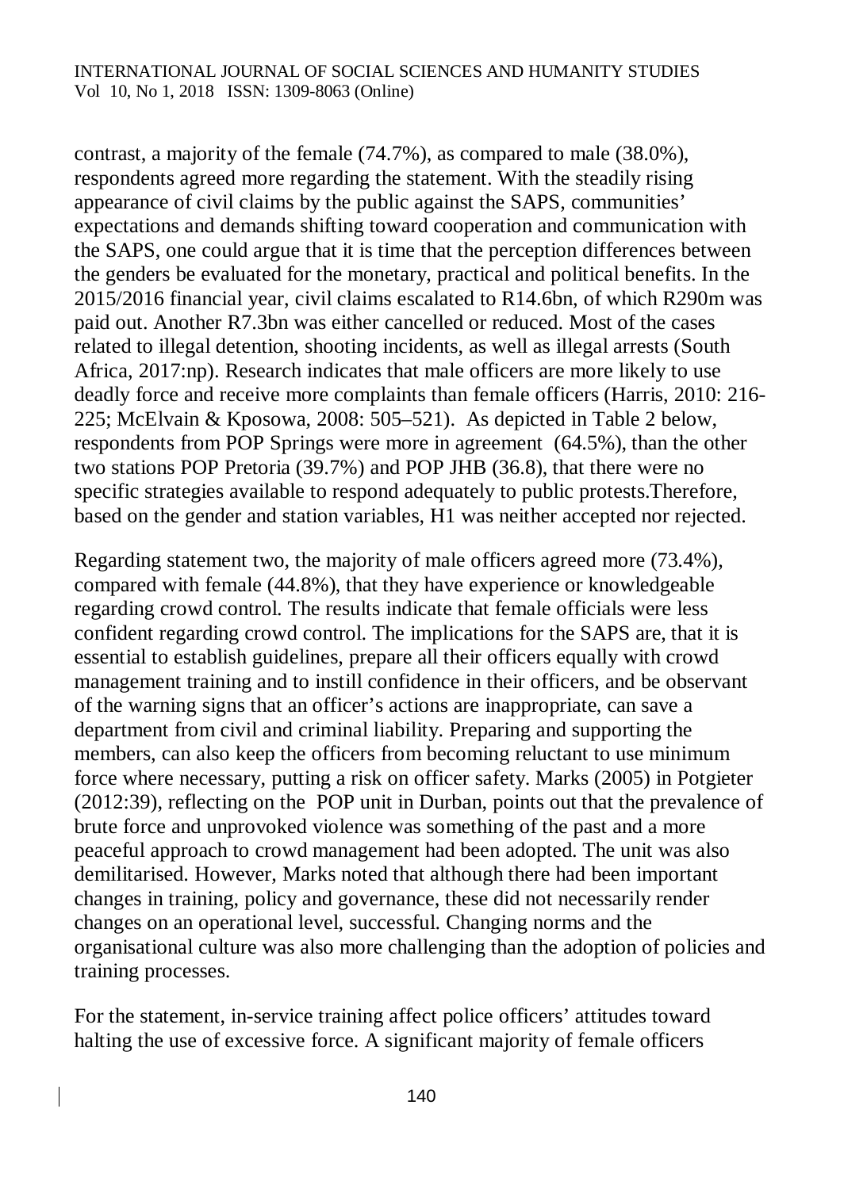contrast, a majority of the female (74.7%), as compared to male (38.0%), respondents agreed more regarding the statement. With the steadily rising appearance of civil claims by the public against the SAPS, communities' expectations and demands shifting toward cooperation and communication with the SAPS, one could argue that it is time that the perception differences between the genders be evaluated for the monetary, practical and political benefits. In the 2015/2016 financial year, civil claims escalated to R14.6bn, of which R290m was paid out. Another R7.3bn was either cancelled or reduced. Most of the cases related to illegal detention, shooting incidents, as well as illegal arrests (South Africa, 2017:np). Research indicates that male officers are more likely to use deadly force and receive more complaints than female officers (Harris, 2010: 216-225; McElvain & Kposowa, 2008: 505–521). As depicted in Table 2 below, respondents from POP Springs were more in agreement (64.5%), than the other two stations POP Pretoria (39.7%) and POP JHB (36.8), that there were no specific strategies available to respond adequately to public protests.Therefore, based on the gender and station variables, H1 was neither accepted nor rejected.

Regarding statement two, the majority of male officers agreed more (73.4%), compared with female (44.8%), that they have experience or knowledgeable regarding crowd control. The results indicate that female officials were less confident regarding crowd control. The implications for the SAPS are, that it is essential to establish guidelines, prepare all their officers equally with crowd management training and to instill confidence in their officers, and be observant of the warning signs that an officer's actions are inappropriate, can save a department from civil and criminal liability. Preparing and supporting the members, can also keep the officers from becoming reluctant to use minimum force where necessary, putting a risk on officer safety. Marks (2005) in Potgieter (2012:39), reflecting on the POP unit in Durban, points out that the prevalence of brute force and unprovoked violence was something of the past and a more peaceful approach to crowd management had been adopted. The unit was also demilitarised. However, Marks noted that although there had been important changes in training, policy and governance, these did not necessarily render changes on an operational level, successful. Changing norms and the organisational culture was also more challenging than the adoption of policies and training processes.

For the statement, in-service training affect police officers' attitudes toward halting the use of excessive force. A significant majority of female officers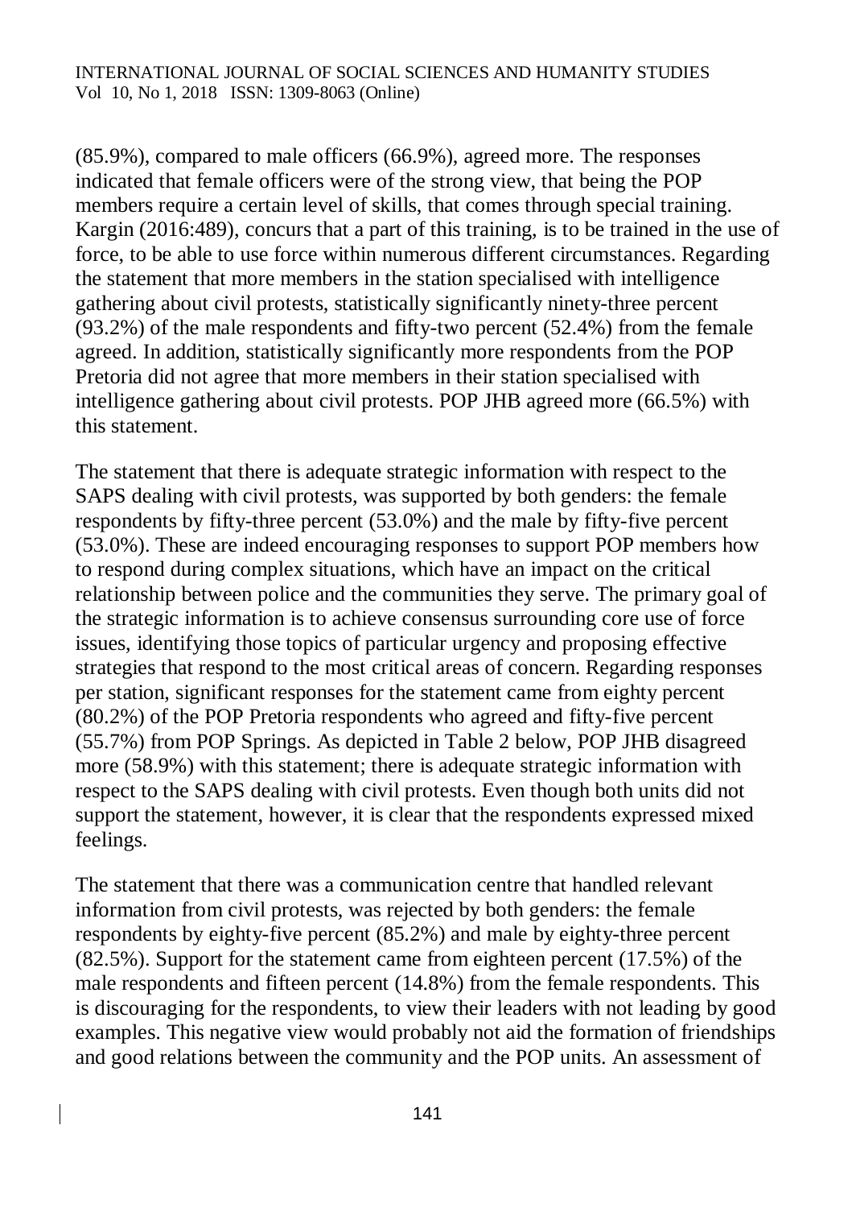(85.9%), compared to male officers (66.9%), agreed more. The responses indicated that female officers were of the strong view, that being the POP members require a certain level of skills, that comes through special training. Kargin (2016:489), concurs that a part of this training, is to be trained in the use of force, to be able to use force within numerous different circumstances. Regarding the statement that more members in the station specialised with intelligence gathering about civil protests, statistically significantly ninety-three percent (93.2%) of the male respondents and fifty-two percent (52.4%) from the female agreed. In addition, statistically significantly more respondents from the POP Pretoria did not agree that more members in their station specialised with intelligence gathering about civil protests. POP JHB agreed more (66.5%) with this statement.

The statement that there is adequate strategic information with respect to the SAPS dealing with civil protests, was supported by both genders: the female respondents by fifty-three percent (53.0%) and the male by fifty-five percent (53.0%). These are indeed encouraging responses to support POP members how to respond during complex situations, which have an impact on the critical relationship between police and the communities they serve. The primary goal of the strategic information is to achieve consensus surrounding core use of force issues, identifying those topics of particular urgency and proposing effective strategies that respond to the most critical areas of concern. Regarding responses per station, significant responses for the statement came from eighty percent (80.2%) of the POP Pretoria respondents who agreed and fifty-five percent (55.7%) from POP Springs. As depicted in Table 2 below, POP JHB disagreed more (58.9%) with this statement; there is adequate strategic information with respect to the SAPS dealing with civil protests. Even though both units did not support the statement, however, it is clear that the respondents expressed mixed feelings.

The statement that there was a communication centre that handled relevant information from civil protests, was rejected by both genders: the female respondents by eighty-five percent (85.2%) and male by eighty-three percent (82.5%). Support for the statement came from eighteen percent (17.5%) of the male respondents and fifteen percent (14.8%) from the female respondents. This is discouraging for the respondents, to view their leaders with not leading by good examples. This negative view would probably not aid the formation of friendships and good relations between the community and the POP units. An assessment of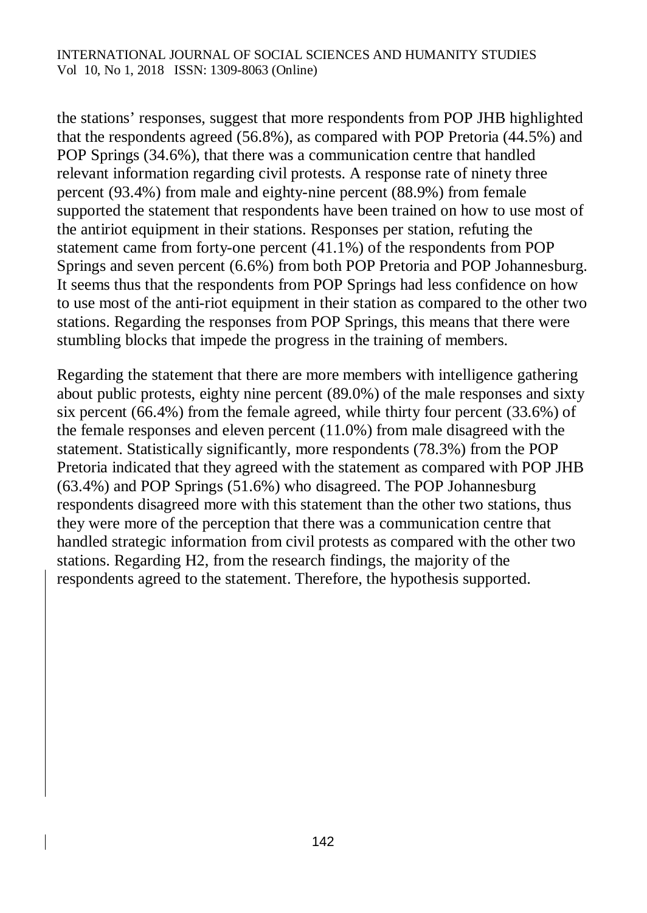the stations' responses, suggest that more respondents from POP JHB highlighted that the respondents agreed (56.8%), as compared with POP Pretoria (44.5%) and POP Springs (34.6%), that there was a communication centre that handled relevant information regarding civil protests. A response rate of ninety three percent (93.4%) from male and eighty-nine percent (88.9%) from female supported the statement that respondents have been trained on how to use most of the antiriot equipment in their stations. Responses per station, refuting the statement came from forty-one percent (41.1%) of the respondents from POP Springs and seven percent (6.6%) from both POP Pretoria and POP Johannesburg. It seems thus that the respondents from POP Springs had less confidence on how to use most of the anti-riot equipment in their station as compared to the other two stations. Regarding the responses from POP Springs, this means that there were stumbling blocks that impede the progress in the training of members.

Regarding the statement that there are more members with intelligence gathering about public protests, eighty nine percent (89.0%) of the male responses and sixty six percent (66.4%) from the female agreed, while thirty four percent (33.6%) of the female responses and eleven percent (11.0%) from male disagreed with the statement. Statistically significantly, more respondents (78.3%) from the POP Pretoria indicated that they agreed with the statement as compared with POP JHB (63.4%) and POP Springs (51.6%) who disagreed. The POP Johannesburg respondents disagreed more with this statement than the other two stations, thus they were more of the perception that there was a communication centre that handled strategic information from civil protests as compared with the other two stations. Regarding H2, from the research findings, the majority of the respondents agreed to the statement. Therefore, the hypothesis supported.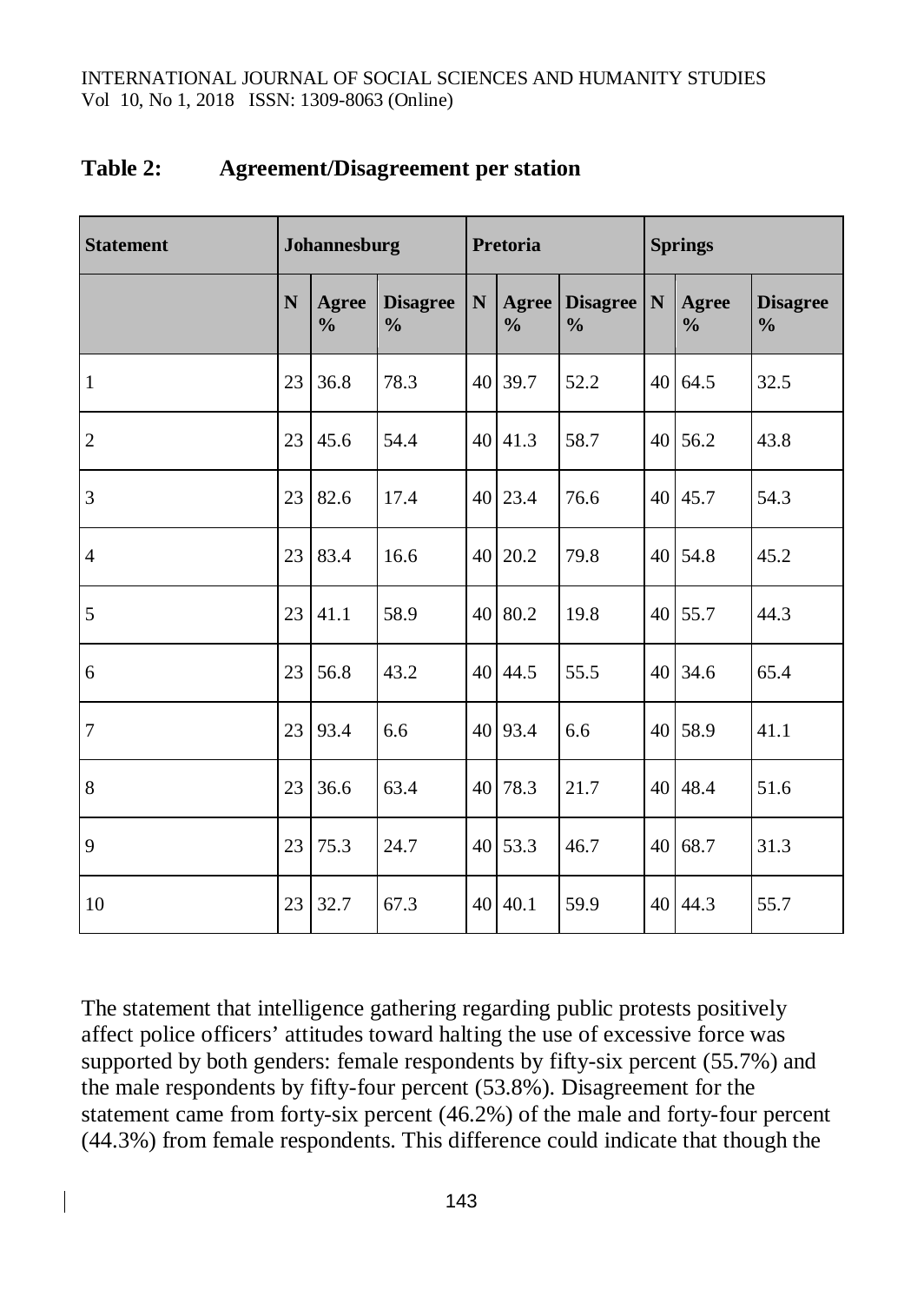**Table 2: Agreement/Disagreement per station**

| Statement | Johannesburg | | | Pretoria | | | Springs | | |
|---|---|---|---|---|---|---|---|---|---|
| | N | Agree % | Disagree % | N | Agree % | Disagree % | N | Agree % | Disagree % |
| 1 | 23 | 36.8 | 78.3 | 40 | 39.7 | 52.2 | 40 | 64.5 | 32.5 |
| 2 | 23 | 45.6 | 54.4 | 40 | 41.3 | 58.7 | 40 | 56.2 | 43.8 |
| 3 | 23 | 82.6 | 17.4 | 40 | 23.4 | 76.6 | 40 | 45.7 | 54.3 |
| 4 | 23 | 83.4 | 16.6 | 40 | 20.2 | 79.8 | 40 | 54.8 | 45.2 |
| 5 | 23 | 41.1 | 58.9 | 40 | 80.2 | 19.8 | 40 | 55.7 | 44.3 |
| 6 | 23 | 56.8 | 43.2 | 40 | 44.5 | 55.5 | 40 | 34.6 | 65.4 |
| 7 | 23 | 93.4 | 6.6 | 40 | 93.4 | 6.6 | 40 | 58.9 | 41.1 |
| 8 | 23 | 36.6 | 63.4 | 40 | 78.3 | 21.7 | 40 | 48.4 | 51.6 |
| 9 | 23 | 75.3 | 24.7 | 40 | 53.3 | 46.7 | 40 | 68.7 | 31.3 |
| 10 | 23 | 32.7 | 67.3 | 40 | 40.1 | 59.9 | 40 | 44.3 | 55.7 |

The statement that intelligence gathering regarding public protests positively affect police officers' attitudes toward halting the use of excessive force was supported by both genders: female respondents by fifty-six percent (55.7%) and the male respondents by fifty-four percent (53.8%). Disagreement for the statement came from forty-six percent (46.2%) of the male and forty-four percent (44.3%) from female respondents. This difference could indicate that though the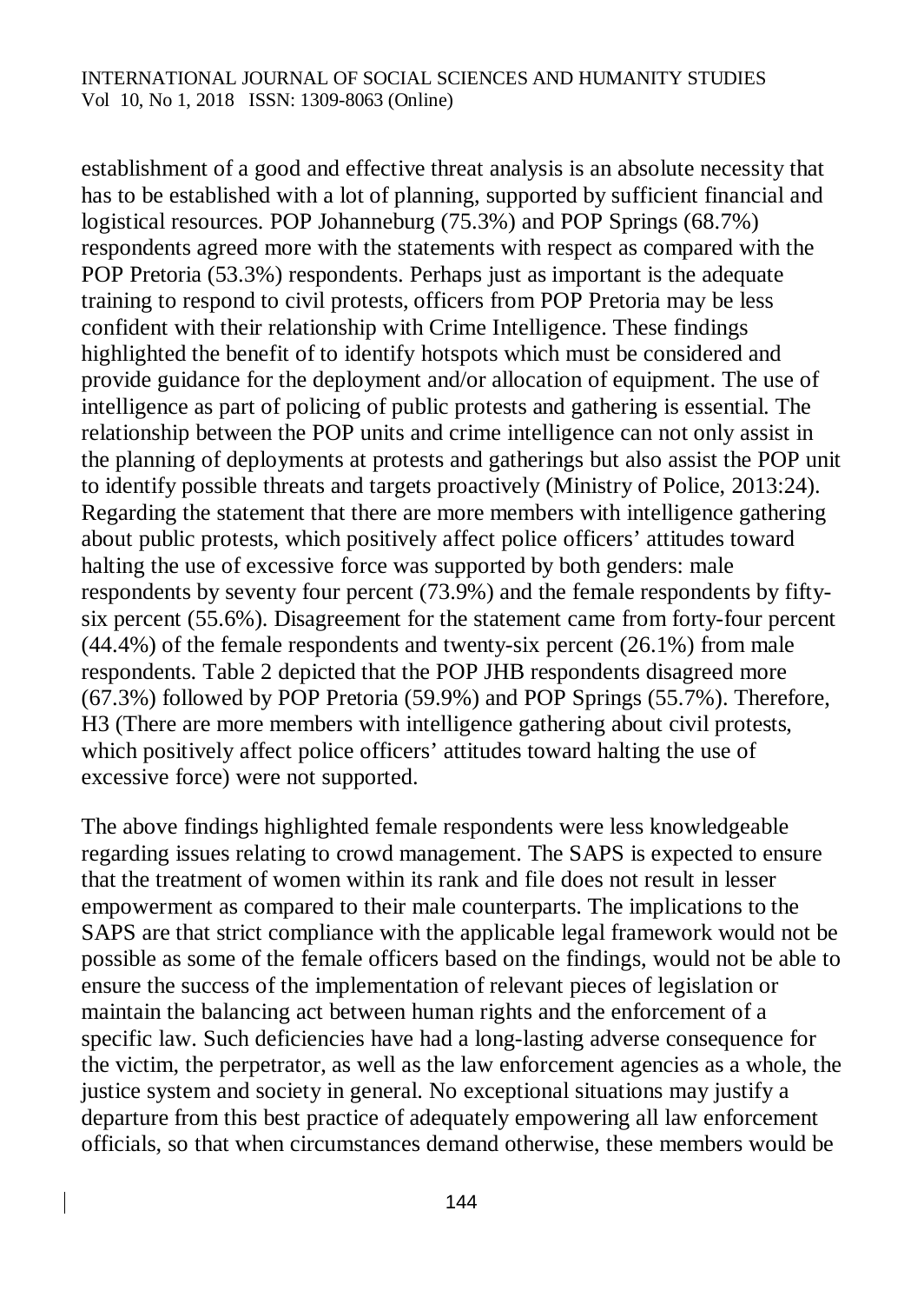establishment of a good and effective threat analysis is an absolute necessity that has to be established with a lot of planning, supported by sufficient financial and logistical resources. POP Johanneburg (75.3%) and POP Springs (68.7%) respondents agreed more with the statements with respect as compared with the POP Pretoria (53.3%) respondents. Perhaps just as important is the adequate training to respond to civil protests, officers from POP Pretoria may be less confident with their relationship with Crime Intelligence. These findings highlighted the benefit of to identify hotspots which must be considered and provide guidance for the deployment and/or allocation of equipment. The use of intelligence as part of policing of public protests and gathering is essential. The relationship between the POP units and crime intelligence can not only assist in the planning of deployments at protests and gatherings but also assist the POP unit to identify possible threats and targets proactively (Ministry of Police, 2013:24). Regarding the statement that there are more members with intelligence gathering about public protests, which positively affect police officers' attitudes toward halting the use of excessive force was supported by both genders: male respondents by seventy four percent (73.9%) and the female respondents by fifty-six percent (55.6%). Disagreement for the statement came from forty-four percent (44.4%) of the female respondents and twenty-six percent (26.1%) from male respondents. Table 2 depicted that the POP JHB respondents disagreed more (67.3%) followed by POP Pretoria (59.9%) and POP Springs (55.7%). Therefore, H3 (There are more members with intelligence gathering about civil protests, which positively affect police officers' attitudes toward halting the use of excessive force) were not supported.

The above findings highlighted female respondents were less knowledgeable regarding issues relating to crowd management. The SAPS is expected to ensure that the treatment of women within its rank and file does not result in lesser empowerment as compared to their male counterparts. The implications to the SAPS are that strict compliance with the applicable legal framework would not be possible as some of the female officers based on the findings, would not be able to ensure the success of the implementation of relevant pieces of legislation or maintain the balancing act between human rights and the enforcement of a specific law. Such deficiencies have had a long-lasting adverse consequence for the victim, the perpetrator, as well as the law enforcement agencies as a whole, the justice system and society in general. No exceptional situations may justify a departure from this best practice of adequately empowering all law enforcement officials, so that when circumstances demand otherwise, these members would be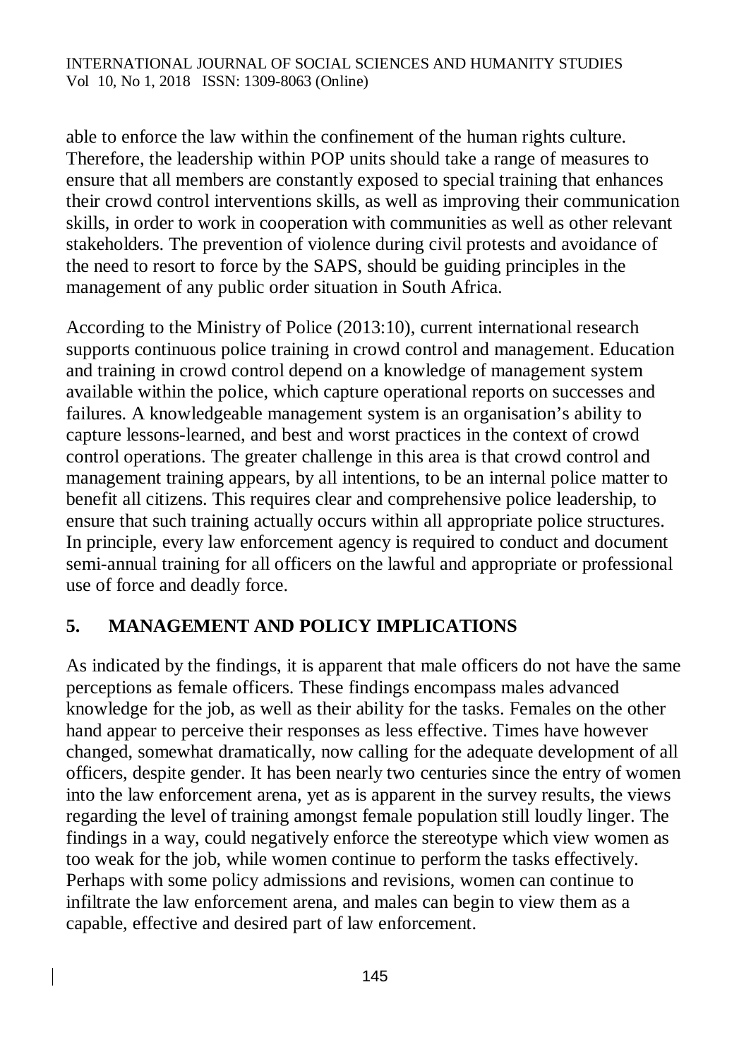able to enforce the law within the confinement of the human rights culture. Therefore, the leadership within POP units should take a range of measures to ensure that all members are constantly exposed to special training that enhances their crowd control interventions skills, as well as improving their communication skills, in order to work in cooperation with communities as well as other relevant stakeholders. The prevention of violence during civil protests and avoidance of the need to resort to force by the SAPS, should be guiding principles in the management of any public order situation in South Africa.

According to the Ministry of Police (2013:10), current international research supports continuous police training in crowd control and management. Education and training in crowd control depend on a knowledge of management system available within the police, which capture operational reports on successes and failures. A knowledgeable management system is an organisation's ability to capture lessons-learned, and best and worst practices in the context of crowd control operations. The greater challenge in this area is that crowd control and management training appears, by all intentions, to be an internal police matter to benefit all citizens. This requires clear and comprehensive police leadership, to ensure that such training actually occurs within all appropriate police structures. In principle, every law enforcement agency is required to conduct and document semi-annual training for all officers on the lawful and appropriate or professional use of force and deadly force.

## 5. MANAGEMENT AND POLICY IMPLICATIONS

As indicated by the findings, it is apparent that male officers do not have the same perceptions as female officers. These findings encompass males advanced knowledge for the job, as well as their ability for the tasks. Females on the other hand appear to perceive their responses as less effective. Times have however changed, somewhat dramatically, now calling for the adequate development of all officers, despite gender. It has been nearly two centuries since the entry of women into the law enforcement arena, yet as is apparent in the survey results, the views regarding the level of training amongst female population still loudly linger. The findings in a way, could negatively enforce the stereotype which view women as too weak for the job, while women continue to perform the tasks effectively. Perhaps with some policy admissions and revisions, women can continue to infiltrate the law enforcement arena, and males can begin to view them as a capable, effective and desired part of law enforcement.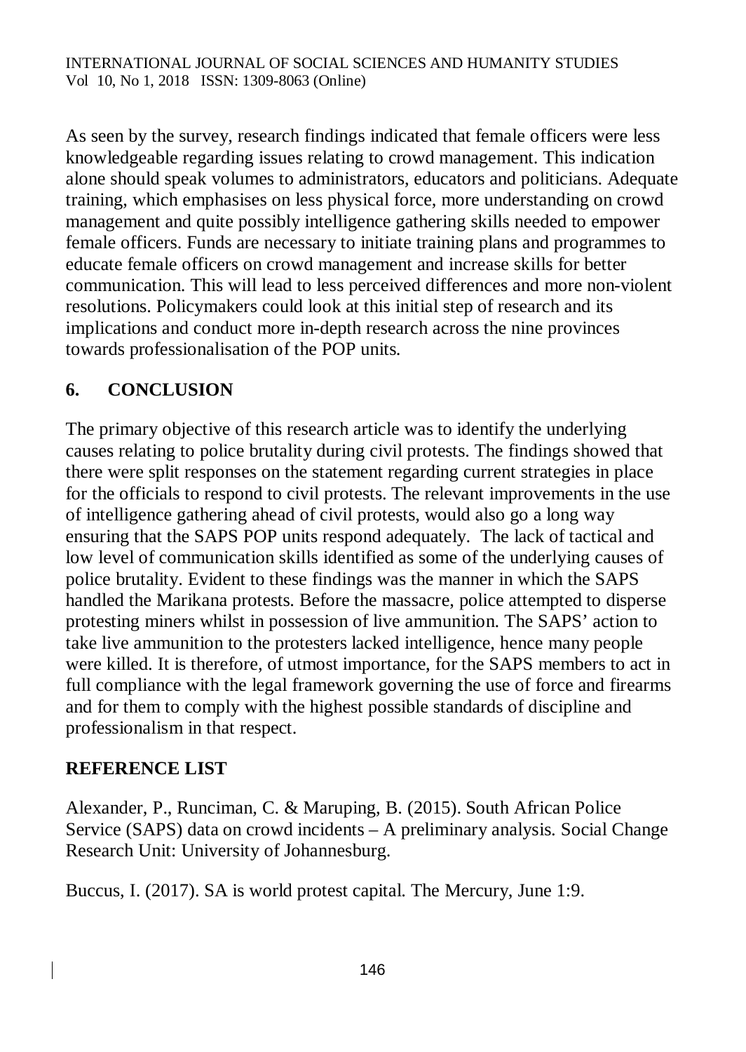As seen by the survey, research findings indicated that female officers were less knowledgeable regarding issues relating to crowd management. This indication alone should speak volumes to administrators, educators and politicians. Adequate training, which emphasises on less physical force, more understanding on crowd management and quite possibly intelligence gathering skills needed to empower female officers. Funds are necessary to initiate training plans and programmes to educate female officers on crowd management and increase skills for better communication. This will lead to less perceived differences and more non-violent resolutions. Policymakers could look at this initial step of research and its implications and conduct more in-depth research across the nine provinces towards professionalisation of the POP units.

## 6. CONCLUSION

The primary objective of this research article was to identify the underlying causes relating to police brutality during civil protests. The findings showed that there were split responses on the statement regarding current strategies in place for the officials to respond to civil protests. The relevant improvements in the use of intelligence gathering ahead of civil protests, would also go a long way ensuring that the SAPS POP units respond adequately. The lack of tactical and low level of communication skills identified as some of the underlying causes of police brutality. Evident to these findings was the manner in which the SAPS handled the Marikana protests. Before the massacre, police attempted to disperse protesting miners whilst in possession of live ammunition. The SAPS' action to take live ammunition to the protesters lacked intelligence, hence many people were killed. It is therefore, of utmost importance, for the SAPS members to act in full compliance with the legal framework governing the use of force and firearms and for them to comply with the highest possible standards of discipline and professionalism in that respect.

## REFERENCE LIST

Alexander, P., Runciman, C. & Maruping, B. (2015). South African Police Service (SAPS) data on crowd incidents – A preliminary analysis. Social Change Research Unit: University of Johannesburg.

Buccus, I. (2017). SA is world protest capital. The Mercury, June 1:9.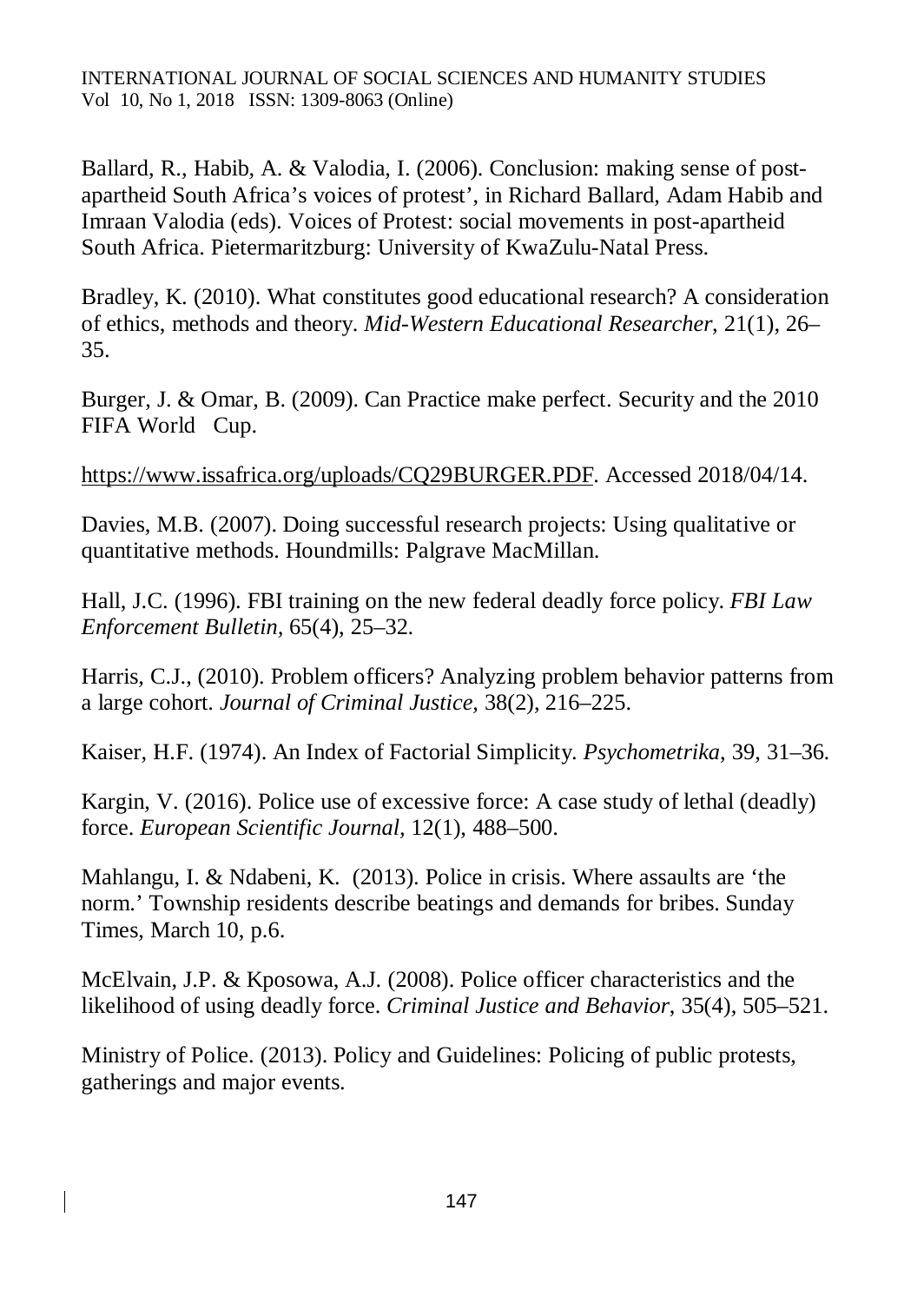Ballard, R., Habib, A. & Valodia, I. (2006). Conclusion: making sense of post-apartheid South Africa's voices of protest', in Richard Ballard, Adam Habib and Imraan Valodia (eds). Voices of Protest: social movements in post-apartheid South Africa. Pietermaritzburg: University of KwaZulu-Natal Press.

Bradley, K. (2010). What constitutes good educational research? A consideration of ethics, methods and theory. *Mid-Western Educational Researcher*, 21(1), 26–35.

Burger, J. & Omar, B. (2009). Can Practice make perfect. Security and the 2010 FIFA World Cup.

https://www.issafrica.org/uploads/CQ29BURGER.PDF. Accessed 2018/04/14.

Davies, M.B. (2007). Doing successful research projects: Using qualitative or quantitative methods. Houndmills: Palgrave MacMillan.

Hall, J.C. (1996). FBI training on the new federal deadly force policy. *FBI Law Enforcement Bulletin*, 65(4), 25–32.

Harris, C.J., (2010). Problem officers? Analyzing problem behavior patterns from a large cohort. *Journal of Criminal Justice*, 38(2), 216–225.

Kaiser, H.F. (1974). An Index of Factorial Simplicity. *Psychometrika*, 39, 31–36.

Kargin, V. (2016). Police use of excessive force: A case study of lethal (deadly) force. *European Scientific Journal*, 12(1), 488–500.

Mahlangu, I. & Ndabeni, K. (2013). Police in crisis. Where assaults are 'the norm.' Township residents describe beatings and demands for bribes. Sunday Times, March 10, p.6.

McElvain, J.P. & Kposowa, A.J. (2008). Police officer characteristics and the likelihood of using deadly force. *Criminal Justice and Behavior*, 35(4), 505–521.

Ministry of Police. (2013). Policy and Guidelines: Policing of public protests, gatherings and major events.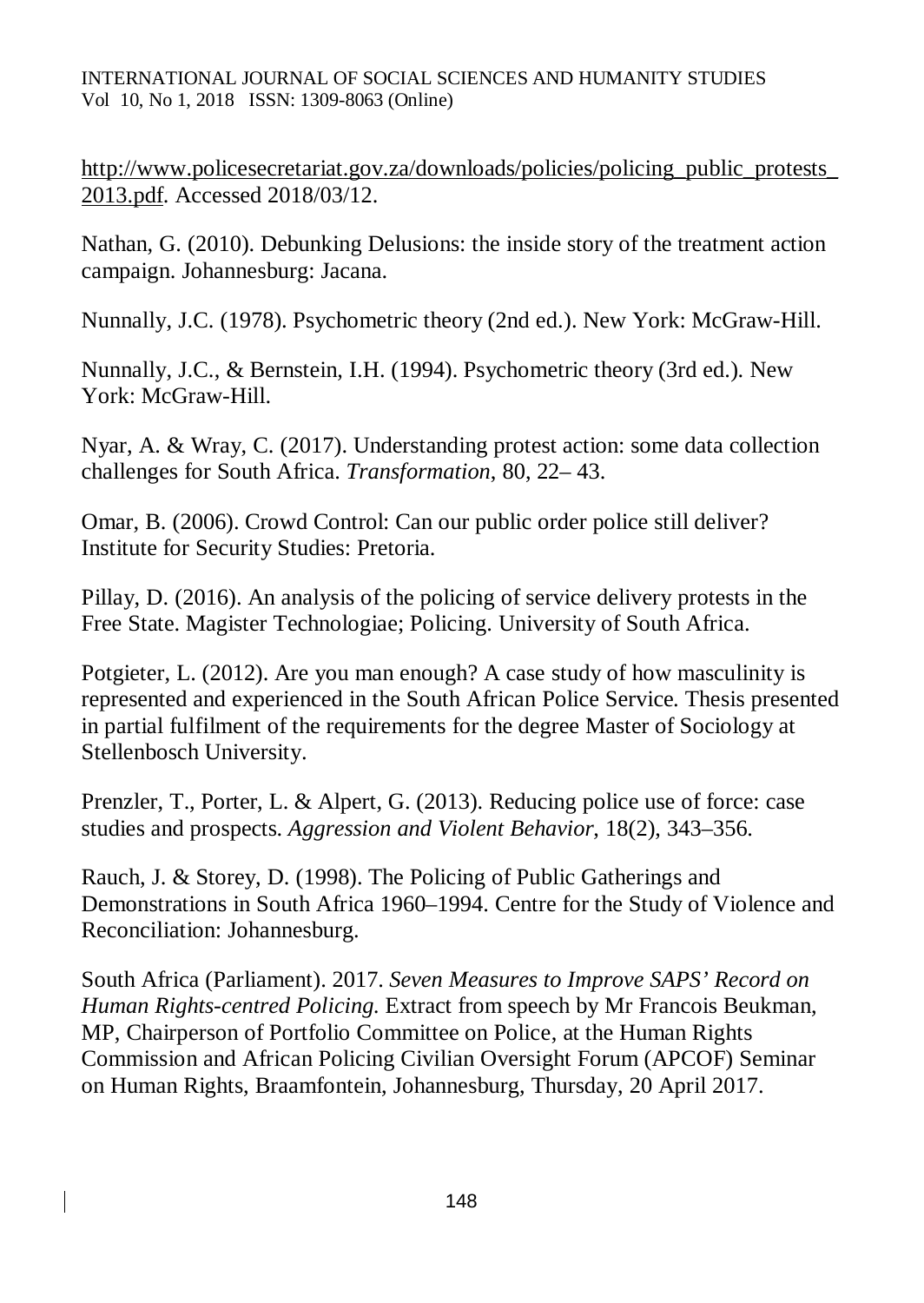http://www.policesecretariat.gov.za/downloads/policies/policing_public_protests_2013.pdf. Accessed 2018/03/12.

Nathan, G. (2010). Debunking Delusions: the inside story of the treatment action campaign. Johannesburg: Jacana.

Nunnally, J.C. (1978). Psychometric theory (2nd ed.). New York: McGraw-Hill.

Nunnally, J.C., & Bernstein, I.H. (1994). Psychometric theory (3rd ed.). New York: McGraw-Hill.

Nyar, A. & Wray, C. (2017). Understanding protest action: some data collection challenges for South Africa. *Transformation*, 80, 22– 43.

Omar, B. (2006). Crowd Control: Can our public order police still deliver? Institute for Security Studies: Pretoria.

Pillay, D. (2016). An analysis of the policing of service delivery protests in the Free State. Magister Technologiae; Policing. University of South Africa.

Potgieter, L. (2012). Are you man enough? A case study of how masculinity is represented and experienced in the South African Police Service. Thesis presented in partial fulfilment of the requirements for the degree Master of Sociology at Stellenbosch University.

Prenzler, T., Porter, L. & Alpert, G. (2013). Reducing police use of force: case studies and prospects. *Aggression and Violent Behavior*, 18(2), 343–356.

Rauch, J. & Storey, D. (1998). The Policing of Public Gatherings and Demonstrations in South Africa 1960–1994. Centre for the Study of Violence and Reconciliation: Johannesburg.

South Africa (Parliament). 2017. *Seven Measures to Improve SAPS' Record on Human Rights-centred Policing.* Extract from speech by Mr Francois Beukman, MP, Chairperson of Portfolio Committee on Police, at the Human Rights Commission and African Policing Civilian Oversight Forum (APCOF) Seminar on Human Rights, Braamfontein, Johannesburg, Thursday, 20 April 2017.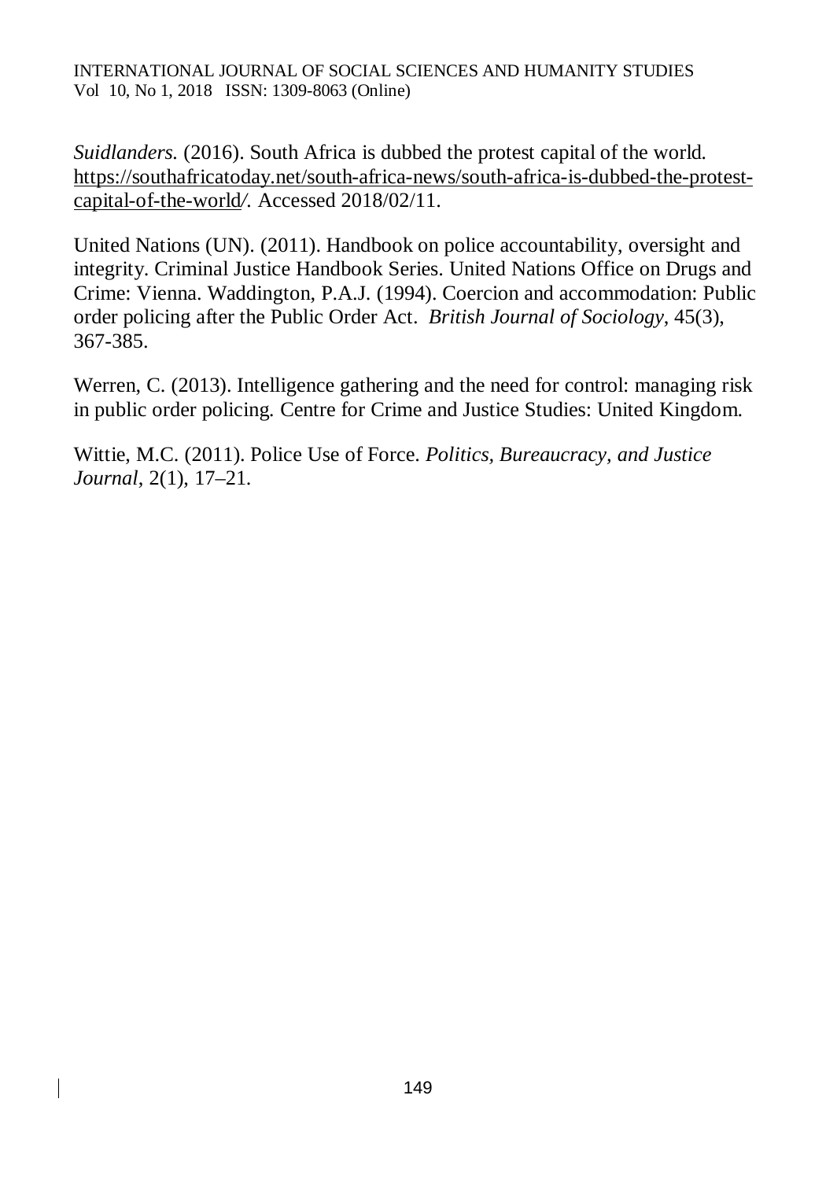*Suidlanders.* (2016). South Africa is dubbed the protest capital of the world. https://southafricatoday.net/south-africa-news/south-africa-is-dubbed-the-protest-capital-of-the-world/. Accessed 2018/02/11.

United Nations (UN). (2011). Handbook on police accountability, oversight and integrity. Criminal Justice Handbook Series. United Nations Office on Drugs and Crime: Vienna. Waddington, P.A.J. (1994). Coercion and accommodation: Public order policing after the Public Order Act. *British Journal of Sociology*, 45(3), 367-385.

Werren, C. (2013). Intelligence gathering and the need for control: managing risk in public order policing. Centre for Crime and Justice Studies: United Kingdom.

Wittie, M.C. (2011). Police Use of Force. *Politics, Bureaucracy, and Justice Journal*, 2(1), 17–21.